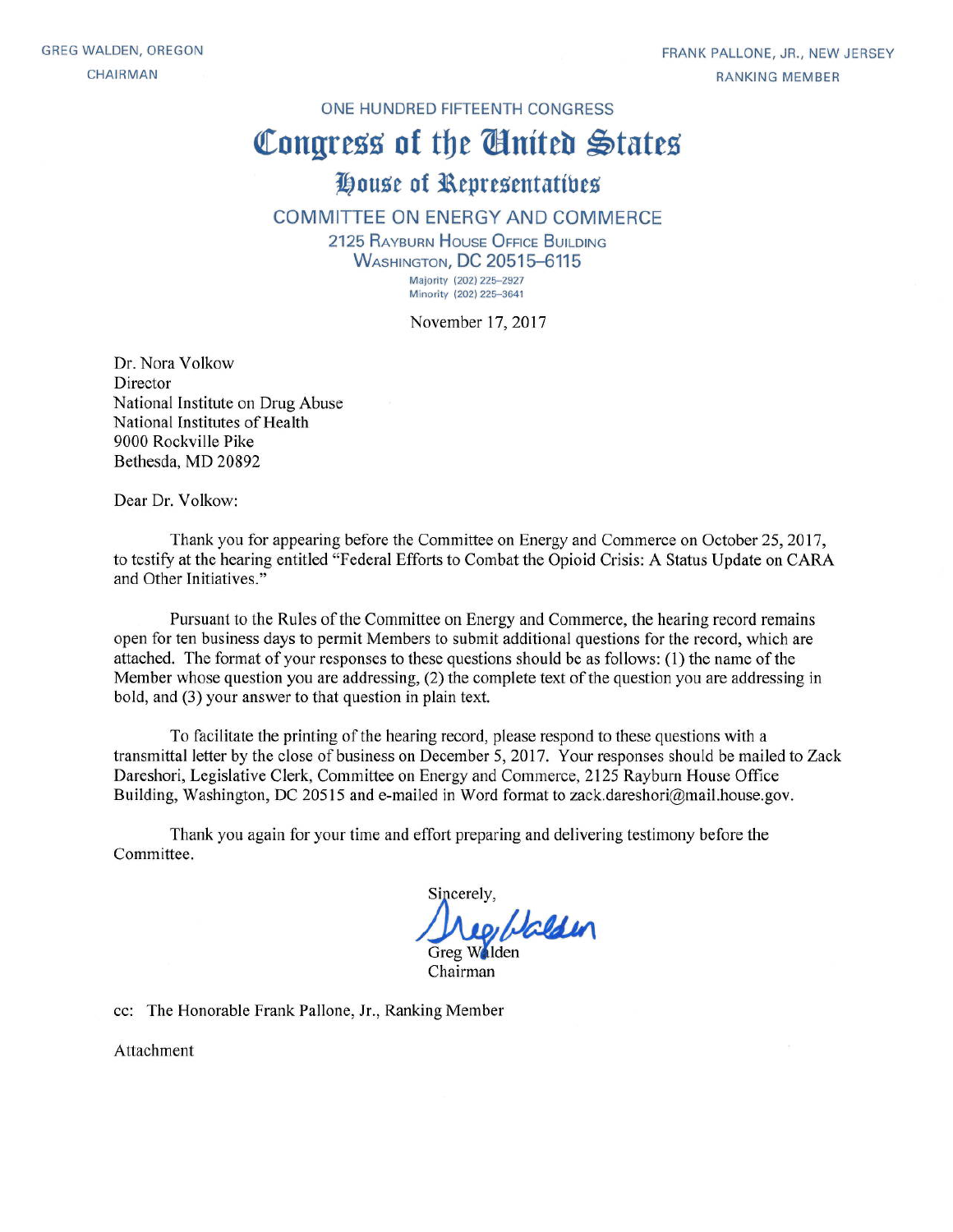GREG WALDEN, OREGON
CHAIRMAN

FRANK PALLONE, JR., NEW JERSEY
RANKING MEMBER

ONE HUNDRED FIFTEENTH CONGRESS

# Congress of the United States

## House of Representatives

### COMMITTEE ON ENERGY AND COMMERCE

2125 RAYBURN HOUSE OFFICE BUILDING
WASHINGTON, DC 20515–6115

Majority (202) 225–2927
Minority (202) 225–3641

November 17, 2017

Dr. Nora Volkow
Director
National Institute on Drug Abuse
National Institutes of Health
9000 Rockville Pike
Bethesda, MD 20892

Dear Dr. Volkow:

Thank you for appearing before the Committee on Energy and Commerce on October 25, 2017, to testify at the hearing entitled "Federal Efforts to Combat the Opioid Crisis: A Status Update on CARA and Other Initiatives."

Pursuant to the Rules of the Committee on Energy and Commerce, the hearing record remains open for ten business days to permit Members to submit additional questions for the record, which are attached. The format of your responses to these questions should be as follows: (1) the name of the Member whose question you are addressing, (2) the complete text of the question you are addressing in bold, and (3) your answer to that question in plain text.

To facilitate the printing of the hearing record, please respond to these questions with a transmittal letter by the close of business on December 5, 2017. Your responses should be mailed to Zack Dareshori, Legislative Clerk, Committee on Energy and Commerce, 2125 Rayburn House Office Building, Washington, DC 20515 and e-mailed in Word format to zack.dareshori@mail.house.gov.

Thank you again for your time and effort preparing and delivering testimony before the Committee.

Sincerely,

Greg Walden
Chairman

cc: The Honorable Frank Pallone, Jr., Ranking Member

Attachment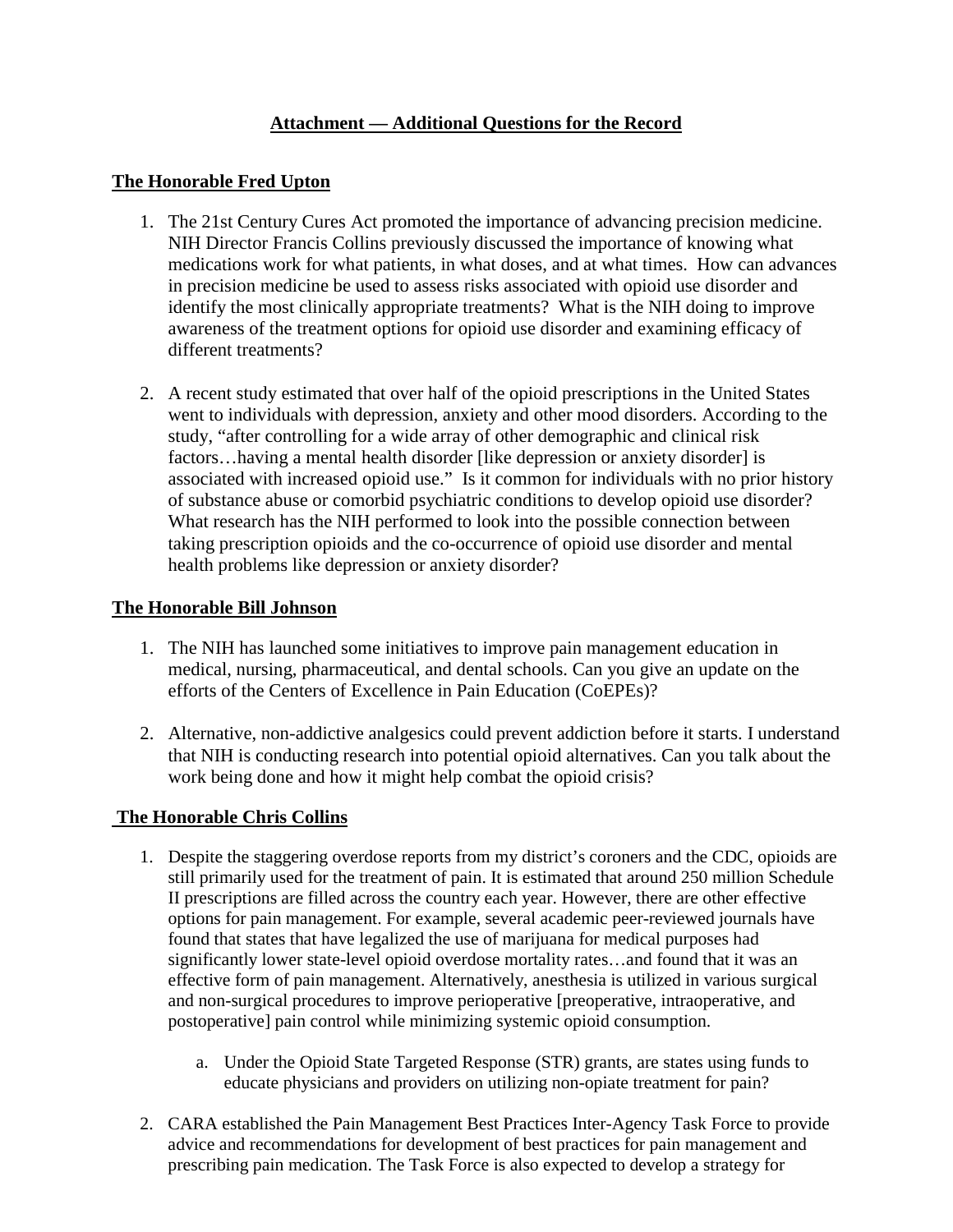## Attachment — Additional Questions for the Record

### The Honorable Fred Upton

1. The 21st Century Cures Act promoted the importance of advancing precision medicine. NIH Director Francis Collins previously discussed the importance of knowing what medications work for what patients, in what doses, and at what times. How can advances in precision medicine be used to assess risks associated with opioid use disorder and identify the most clinically appropriate treatments? What is the NIH doing to improve awareness of the treatment options for opioid use disorder and examining efficacy of different treatments?

2. A recent study estimated that over half of the opioid prescriptions in the United States went to individuals with depression, anxiety and other mood disorders. According to the study, "after controlling for a wide array of other demographic and clinical risk factors…having a mental health disorder [like depression or anxiety disorder] is associated with increased opioid use." Is it common for individuals with no prior history of substance abuse or comorbid psychiatric conditions to develop opioid use disorder? What research has the NIH performed to look into the possible connection between taking prescription opioids and the co-occurrence of opioid use disorder and mental health problems like depression or anxiety disorder?

### The Honorable Bill Johnson

1. The NIH has launched some initiatives to improve pain management education in medical, nursing, pharmaceutical, and dental schools. Can you give an update on the efforts of the Centers of Excellence in Pain Education (CoEPEs)?

2. Alternative, non-addictive analgesics could prevent addiction before it starts. I understand that NIH is conducting research into potential opioid alternatives. Can you talk about the work being done and how it might help combat the opioid crisis?

### The Honorable Chris Collins

1. Despite the staggering overdose reports from my district's coroners and the CDC, opioids are still primarily used for the treatment of pain. It is estimated that around 250 million Schedule II prescriptions are filled across the country each year. However, there are other effective options for pain management. For example, several academic peer-reviewed journals have found that states that have legalized the use of marijuana for medical purposes had significantly lower state-level opioid overdose mortality rates…and found that it was an effective form of pain management. Alternatively, anesthesia is utilized in various surgical and non-surgical procedures to improve perioperative [preoperative, intraoperative, and postoperative] pain control while minimizing systemic opioid consumption.

    a. Under the Opioid State Targeted Response (STR) grants, are states using funds to educate physicians and providers on utilizing non-opiate treatment for pain?

2. CARA established the Pain Management Best Practices Inter-Agency Task Force to provide advice and recommendations for development of best practices for pain management and prescribing pain medication. The Task Force is also expected to develop a strategy for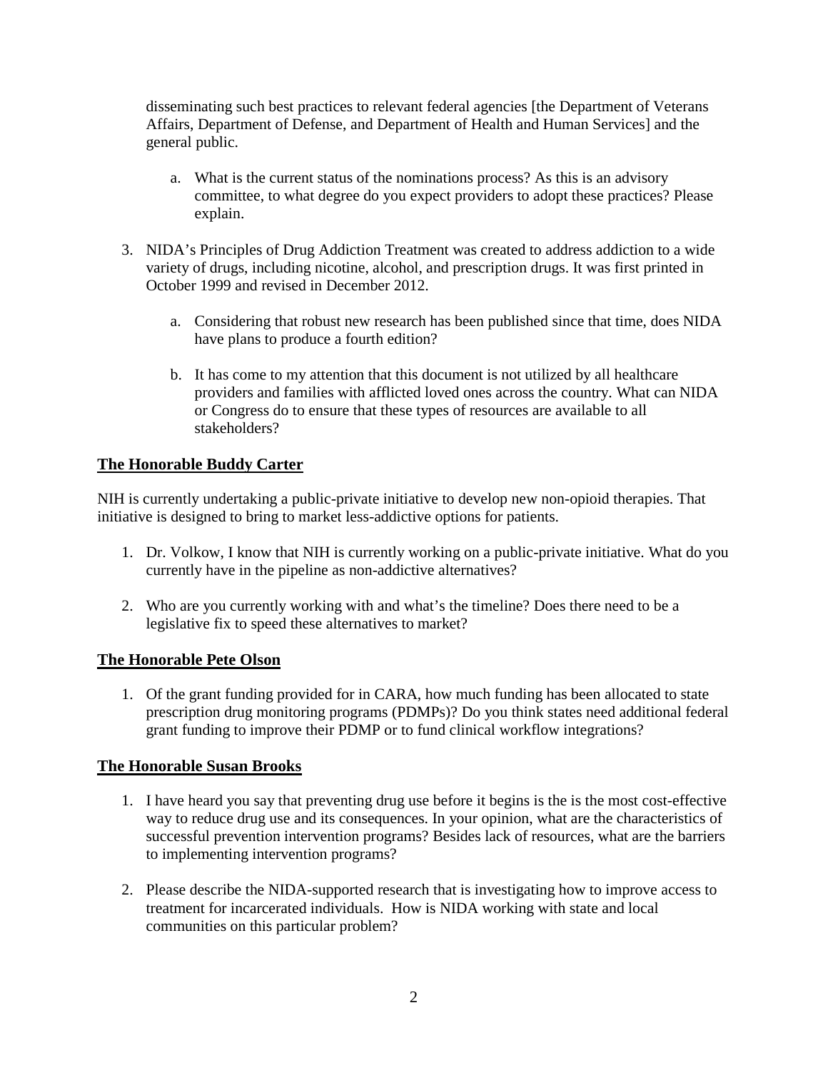disseminating such best practices to relevant federal agencies [the Department of Veterans Affairs, Department of Defense, and Department of Health and Human Services] and the general public.

   a. What is the current status of the nominations process? As this is an advisory committee, to what degree do you expect providers to adopt these practices? Please explain.

3. NIDA's Principles of Drug Addiction Treatment was created to address addiction to a wide variety of drugs, including nicotine, alcohol, and prescription drugs. It was first printed in October 1999 and revised in December 2012.

   a. Considering that robust new research has been published since that time, does NIDA have plans to produce a fourth edition?

   b. It has come to my attention that this document is not utilized by all healthcare providers and families with afflicted loved ones across the country. What can NIDA or Congress do to ensure that these types of resources are available to all stakeholders?

## The Honorable Buddy Carter

NIH is currently undertaking a public-private initiative to develop new non-opioid therapies. That initiative is designed to bring to market less-addictive options for patients.

1. Dr. Volkow, I know that NIH is currently working on a public-private initiative. What do you currently have in the pipeline as non-addictive alternatives?

2. Who are you currently working with and what's the timeline? Does there need to be a legislative fix to speed these alternatives to market?

## The Honorable Pete Olson

1. Of the grant funding provided for in CARA, how much funding has been allocated to state prescription drug monitoring programs (PDMPs)? Do you think states need additional federal grant funding to improve their PDMP or to fund clinical workflow integrations?

## The Honorable Susan Brooks

1. I have heard you say that preventing drug use before it begins is the is the most cost-effective way to reduce drug use and its consequences. In your opinion, what are the characteristics of successful prevention intervention programs? Besides lack of resources, what are the barriers to implementing intervention programs?

2. Please describe the NIDA-supported research that is investigating how to improve access to treatment for incarcerated individuals. How is NIDA working with state and local communities on this particular problem?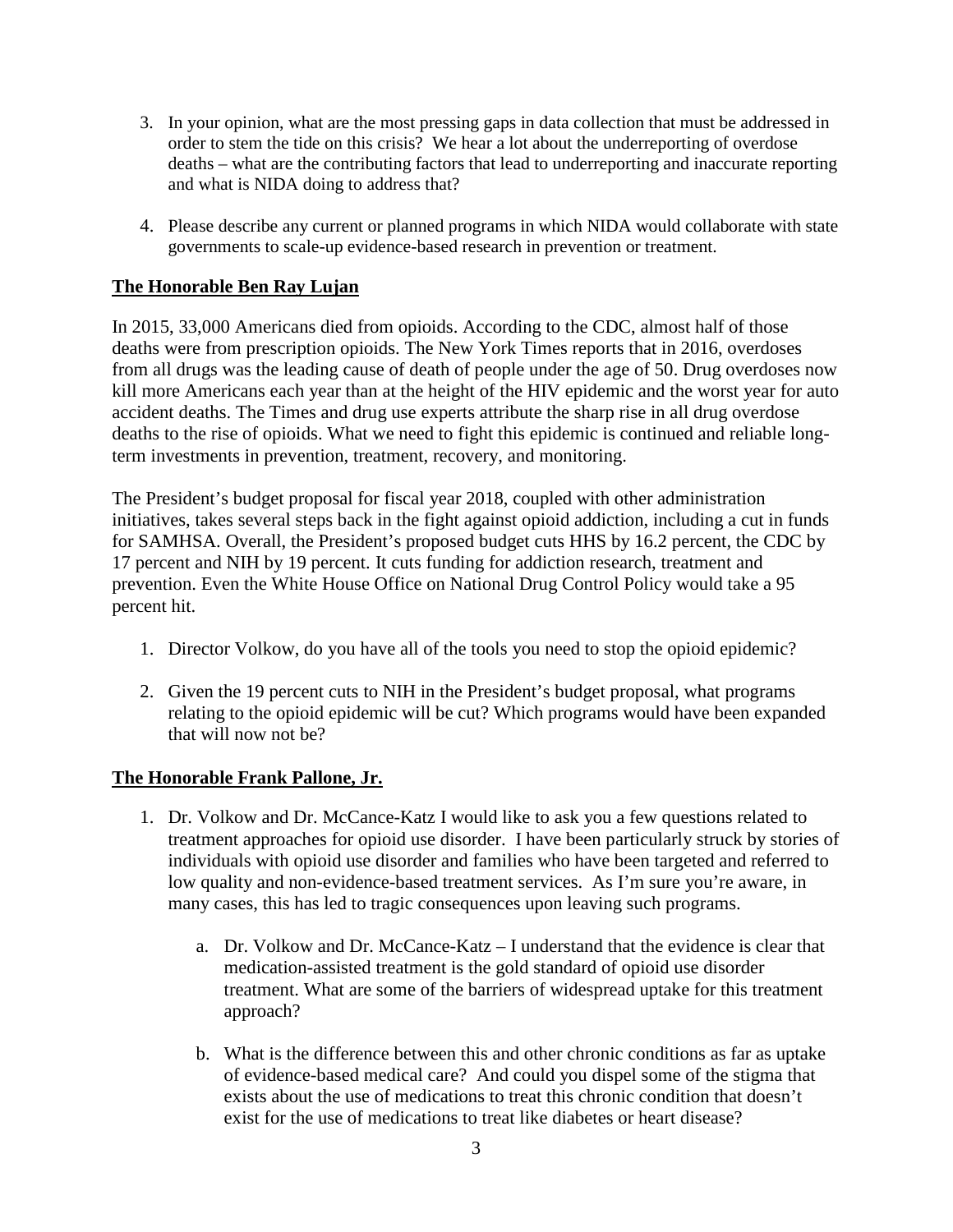3. In your opinion, what are the most pressing gaps in data collection that must be addressed in order to stem the tide on this crisis? We hear a lot about the underreporting of overdose deaths – what are the contributing factors that lead to underreporting and inaccurate reporting and what is NIDA doing to address that?

4. Please describe any current or planned programs in which NIDA would collaborate with state governments to scale-up evidence-based research in prevention or treatment.

**The Honorable Ben Ray Lujan**

In 2015, 33,000 Americans died from opioids. According to the CDC, almost half of those deaths were from prescription opioids. The New York Times reports that in 2016, overdoses from all drugs was the leading cause of death of people under the age of 50. Drug overdoses now kill more Americans each year than at the height of the HIV epidemic and the worst year for auto accident deaths. The Times and drug use experts attribute the sharp rise in all drug overdose deaths to the rise of opioids. What we need to fight this epidemic is continued and reliable long-term investments in prevention, treatment, recovery, and monitoring.

The President's budget proposal for fiscal year 2018, coupled with other administration initiatives, takes several steps back in the fight against opioid addiction, including a cut in funds for SAMHSA. Overall, the President's proposed budget cuts HHS by 16.2 percent, the CDC by 17 percent and NIH by 19 percent. It cuts funding for addiction research, treatment and prevention. Even the White House Office on National Drug Control Policy would take a 95 percent hit.

1. Director Volkow, do you have all of the tools you need to stop the opioid epidemic?

2. Given the 19 percent cuts to NIH in the President's budget proposal, what programs relating to the opioid epidemic will be cut? Which programs would have been expanded that will now not be?

**The Honorable Frank Pallone, Jr.**

1. Dr. Volkow and Dr. McCance-Katz I would like to ask you a few questions related to treatment approaches for opioid use disorder. I have been particularly struck by stories of individuals with opioid use disorder and families who have been targeted and referred to low quality and non-evidence-based treatment services. As I'm sure you're aware, in many cases, this has led to tragic consequences upon leaving such programs.

   a. Dr. Volkow and Dr. McCance-Katz – I understand that the evidence is clear that medication-assisted treatment is the gold standard of opioid use disorder treatment. What are some of the barriers of widespread uptake for this treatment approach?

   b. What is the difference between this and other chronic conditions as far as uptake of evidence-based medical care? And could you dispel some of the stigma that exists about the use of medications to treat this chronic condition that doesn't exist for the use of medications to treat like diabetes or heart disease?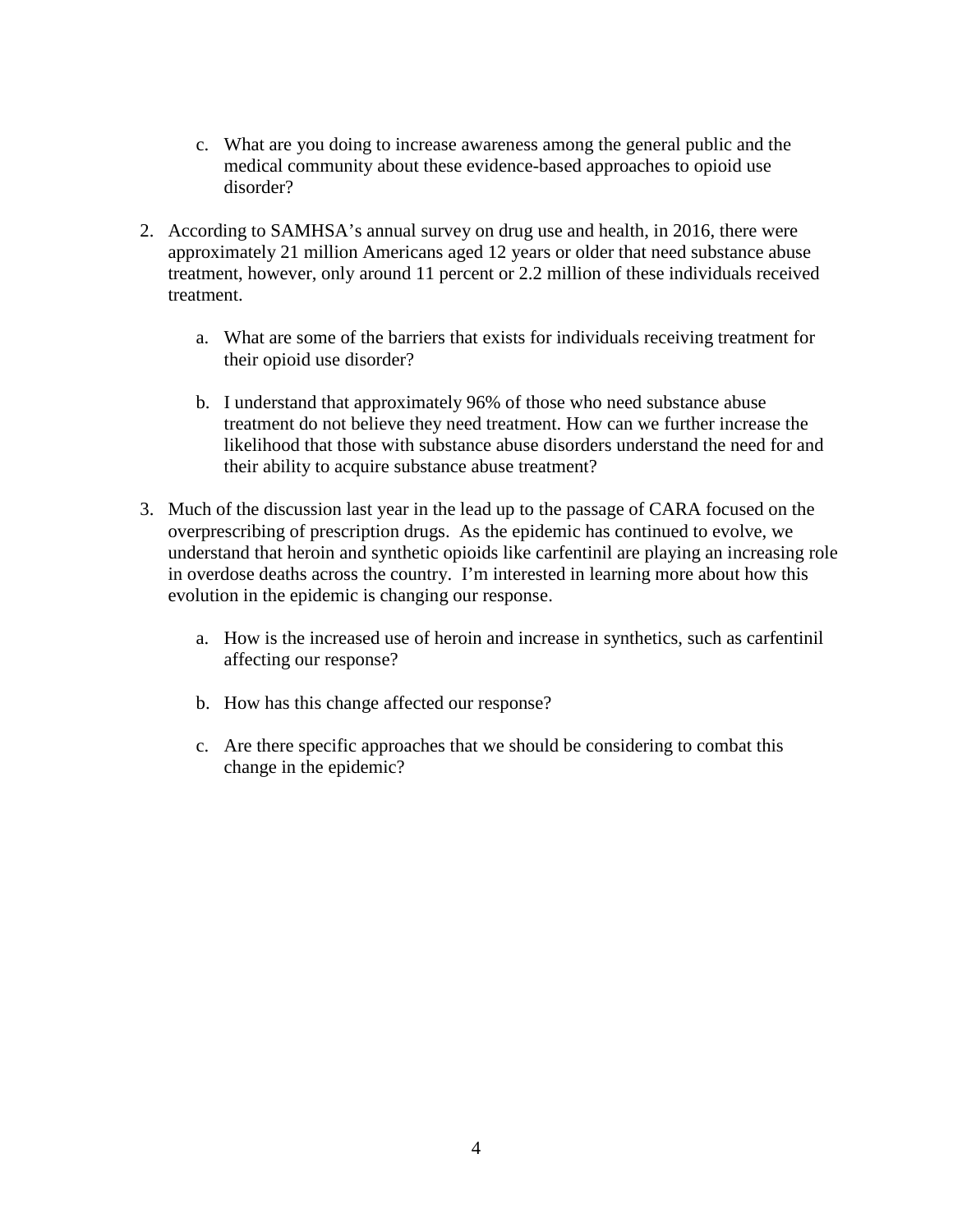c. What are you doing to increase awareness among the general public and the medical community about these evidence-based approaches to opioid use disorder?

2. According to SAMHSA's annual survey on drug use and health, in 2016, there were approximately 21 million Americans aged 12 years or older that need substance abuse treatment, however, only around 11 percent or 2.2 million of these individuals received treatment.

   a. What are some of the barriers that exists for individuals receiving treatment for their opioid use disorder?

   b. I understand that approximately 96% of those who need substance abuse treatment do not believe they need treatment. How can we further increase the likelihood that those with substance abuse disorders understand the need for and their ability to acquire substance abuse treatment?

3. Much of the discussion last year in the lead up to the passage of CARA focused on the overprescribing of prescription drugs. As the epidemic has continued to evolve, we understand that heroin and synthetic opioids like carfentinil are playing an increasing role in overdose deaths across the country. I'm interested in learning more about how this evolution in the epidemic is changing our response.

   a. How is the increased use of heroin and increase in synthetics, such as carfentinil affecting our response?

   b. How has this change affected our response?

   c. Are there specific approaches that we should be considering to combat this change in the epidemic?